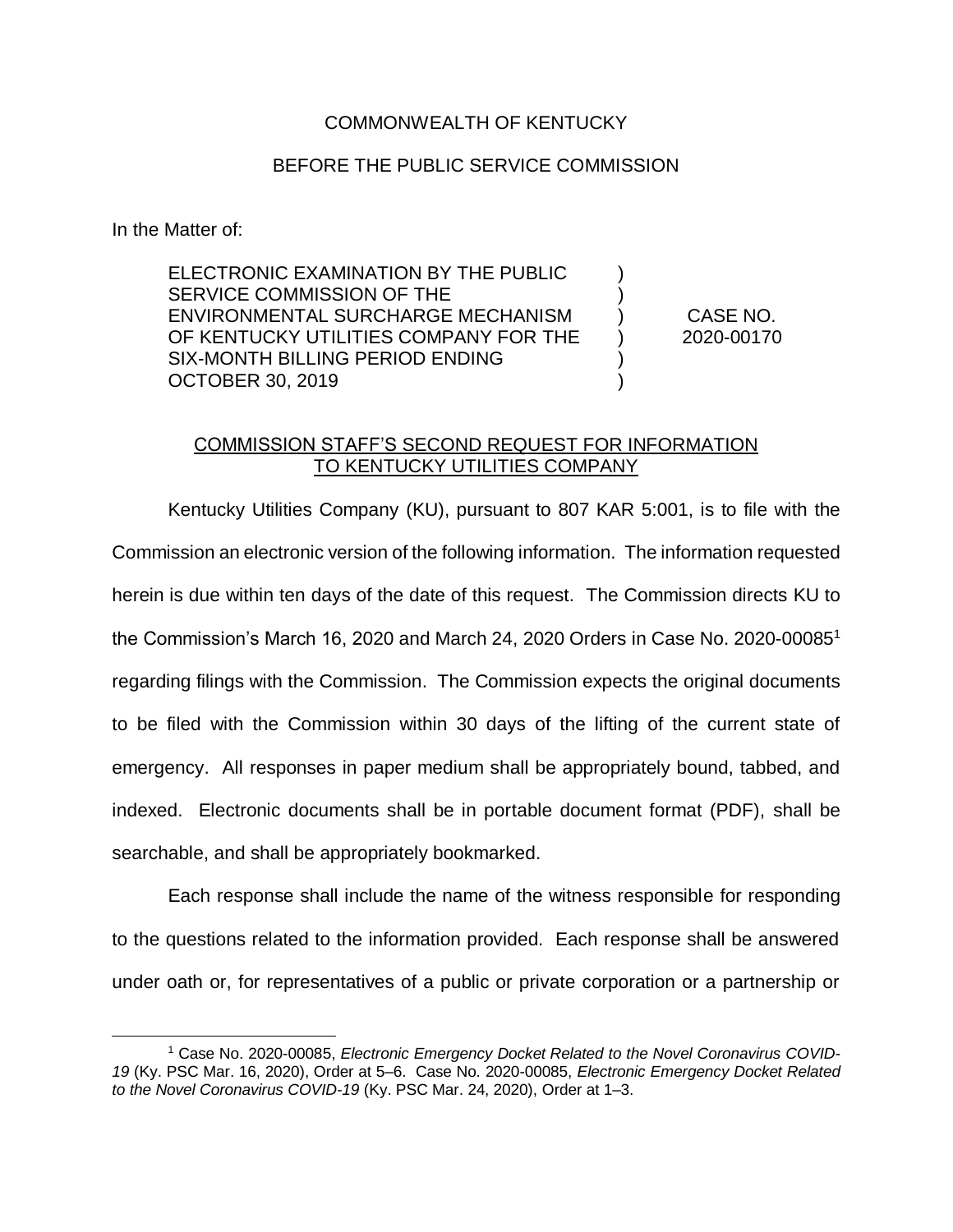COMMONWEALTH OF KENTUCKY

BEFORE THE PUBLIC SERVICE COMMISSION

In the Matter of:

| | | |
|---|---|---|
| ELECTRONIC EXAMINATION BY THE PUBLIC SERVICE COMMISSION OF THE ENVIRONMENTAL SURCHARGE MECHANISM OF KENTUCKY UTILITIES COMPANY FOR THE SIX-MONTH BILLING PERIOD ENDING OCTOBER 30, 2019 | ) ) ) ) ) ) | CASE NO. 2020-00170 |

COMMISSION STAFF'S SECOND REQUEST FOR INFORMATION TO KENTUCKY UTILITIES COMPANY

Kentucky Utilities Company (KU), pursuant to 807 KAR 5:001, is to file with the Commission an electronic version of the following information. The information requested herein is due within ten days of the date of this request. The Commission directs KU to the Commission's March 16, 2020 and March 24, 2020 Orders in Case No. 2020-00085[1] regarding filings with the Commission. The Commission expects the original documents to be filed with the Commission within 30 days of the lifting of the current state of emergency. All responses in paper medium shall be appropriately bound, tabbed, and indexed. Electronic documents shall be in portable document format (PDF), shall be searchable, and shall be appropriately bookmarked.

Each response shall include the name of the witness responsible for responding to the questions related to the information provided. Each response shall be answered under oath or, for representatives of a public or private corporation or a partnership or

[1] Case No. 2020-00085, *Electronic Emergency Docket Related to the Novel Coronavirus COVID-19* (Ky. PSC Mar. 16, 2020), Order at 5–6. Case No. 2020-00085, *Electronic Emergency Docket Related to the Novel Coronavirus COVID-19* (Ky. PSC Mar. 24, 2020), Order at 1–3.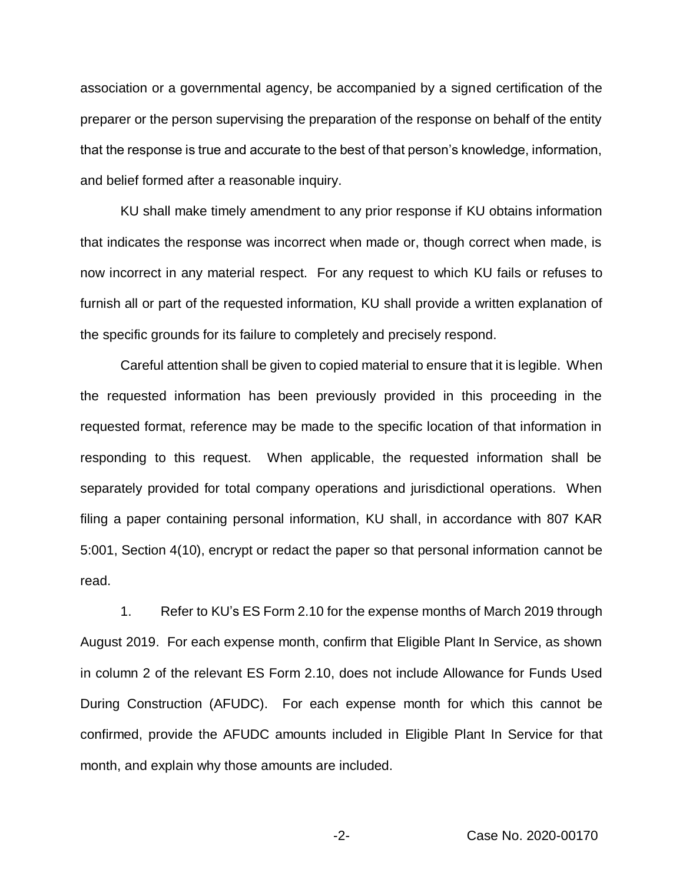association or a governmental agency, be accompanied by a signed certification of the preparer or the person supervising the preparation of the response on behalf of the entity that the response is true and accurate to the best of that person's knowledge, information, and belief formed after a reasonable inquiry.

KU shall make timely amendment to any prior response if KU obtains information that indicates the response was incorrect when made or, though correct when made, is now incorrect in any material respect. For any request to which KU fails or refuses to furnish all or part of the requested information, KU shall provide a written explanation of the specific grounds for its failure to completely and precisely respond.

Careful attention shall be given to copied material to ensure that it is legible. When the requested information has been previously provided in this proceeding in the requested format, reference may be made to the specific location of that information in responding to this request. When applicable, the requested information shall be separately provided for total company operations and jurisdictional operations. When filing a paper containing personal information, KU shall, in accordance with 807 KAR 5:001, Section 4(10), encrypt or redact the paper so that personal information cannot be read.

1. Refer to KU's ES Form 2.10 for the expense months of March 2019 through August 2019. For each expense month, confirm that Eligible Plant In Service, as shown in column 2 of the relevant ES Form 2.10, does not include Allowance for Funds Used During Construction (AFUDC). For each expense month for which this cannot be confirmed, provide the AFUDC amounts included in Eligible Plant In Service for that month, and explain why those amounts are included.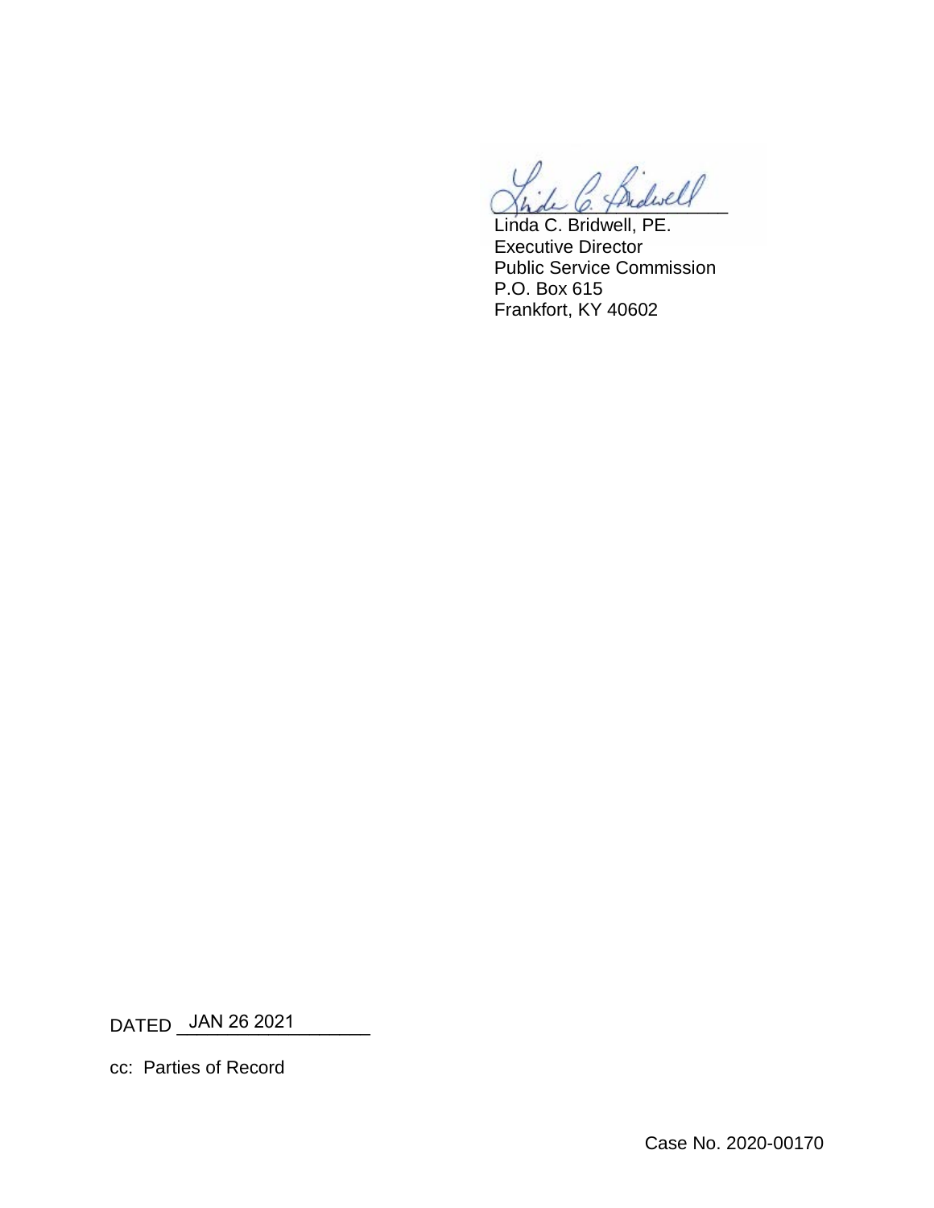Linda C. Bridwell, PE.
Executive Director
Public Service Commission
P.O. Box 615
Frankfort, KY 40602

DATED JAN 26 2021

cc: Parties of Record

Case No. 2020-00170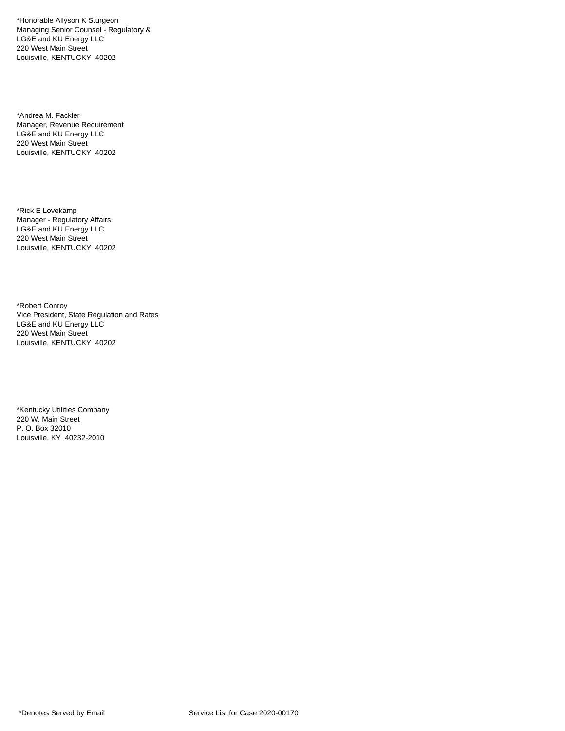*Honorable Allyson K Sturgeon
Managing Senior Counsel - Regulatory &
LG&E and KU Energy LLC
220 West Main Street
Louisville, KENTUCKY  40202

*Andrea M. Fackler
Manager, Revenue Requirement
LG&E and KU Energy LLC
220 West Main Street
Louisville, KENTUCKY  40202

*Rick E Lovekamp
Manager - Regulatory Affairs
LG&E and KU Energy LLC
220 West Main Street
Louisville, KENTUCKY  40202

*Robert Conroy
Vice President, State Regulation and Rates
LG&E and KU Energy LLC
220 West Main Street
Louisville, KENTUCKY  40202

*Kentucky Utilities Company
220 W. Main Street
P. O. Box 32010
Louisville, KY  40232-2010

*Denotes Served by Email

Service List for Case 2020-00170